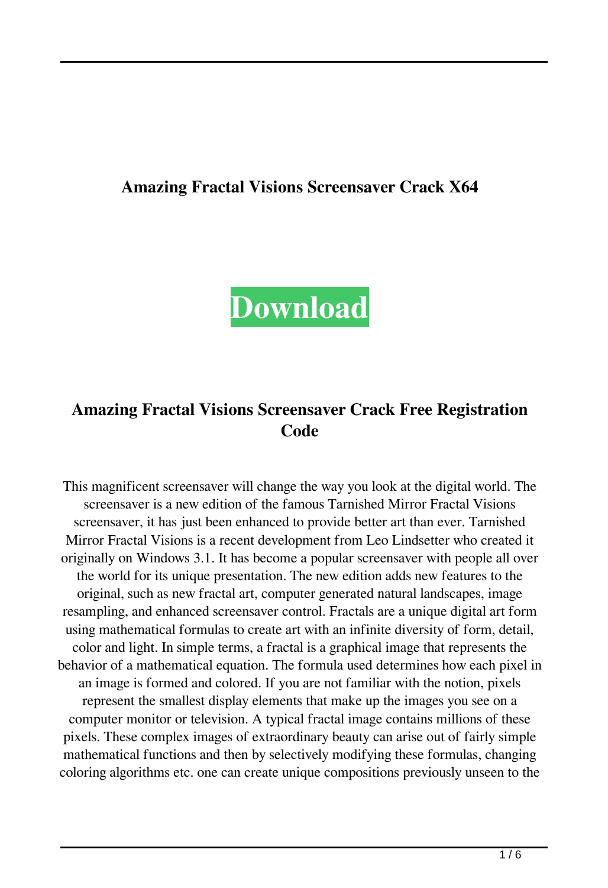# Amazing Fractal Visions Screensaver Crack X64

**Download**

## Amazing Fractal Visions Screensaver Crack Free Registration Code

This magnificent screensaver will change the way you look at the digital world. The screensaver is a new edition of the famous Tarnished Mirror Fractal Visions screensaver, it has just been enhanced to provide better art than ever. Tarnished Mirror Fractal Visions is a recent development from Leo Lindsetter who created it originally on Windows 3.1. It has become a popular screensaver with people all over the world for its unique presentation. The new edition adds new features to the original, such as new fractal art, computer generated natural landscapes, image resampling, and enhanced screensaver control. Fractals are a unique digital art form using mathematical formulas to create art with an infinite diversity of form, detail, color and light. In simple terms, a fractal is a graphical image that represents the behavior of a mathematical equation. The formula used determines how each pixel in an image is formed and colored. If you are not familiar with the notion, pixels represent the smallest display elements that make up the images you see on a computer monitor or television. A typical fractal image contains millions of these pixels. These complex images of extraordinary beauty can arise out of fairly simple mathematical functions and then by selectively modifying these formulas, changing coloring algorithms etc. one can create unique compositions previously unseen to the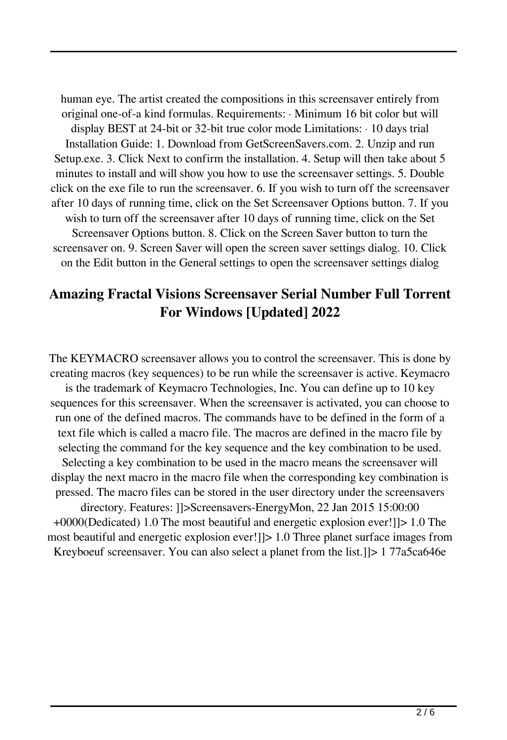human eye. The artist created the compositions in this screensaver entirely from original one-of-a kind formulas. Requirements: · Minimum 16 bit color but will display BEST at 24-bit or 32-bit true color mode Limitations: · 10 days trial Installation Guide: 1. Download from GetScreenSavers.com. 2. Unzip and run Setup.exe. 3. Click Next to confirm the installation. 4. Setup will then take about 5 minutes to install and will show you how to use the screensaver settings. 5. Double click on the exe file to run the screensaver. 6. If you wish to turn off the screensaver after 10 days of running time, click on the Set Screensaver Options button. 7. If you wish to turn off the screensaver after 10 days of running time, click on the Set Screensaver Options button. 8. Click on the Screen Saver button to turn the screensaver on. 9. Screen Saver will open the screen saver settings dialog. 10. Click on the Edit button in the General settings to open the screensaver settings dialog

## Amazing Fractal Visions Screensaver Serial Number Full Torrent For Windows [Updated] 2022

The KEYMACRO screensaver allows you to control the screensaver. This is done by creating macros (key sequences) to be run while the screensaver is active. Keymacro is the trademark of Keymacro Technologies, Inc. You can define up to 10 key sequences for this screensaver. When the screensaver is activated, you can choose to run one of the defined macros. The commands have to be defined in the form of a text file which is called a macro file. The macros are defined in the macro file by selecting the command for the key sequence and the key combination to be used. Selecting a key combination to be used in the macro means the screensaver will display the next macro in the macro file when the corresponding key combination is pressed. The macro files can be stored in the user directory under the screensavers directory. Features: ]]>Screensavers-EnergyMon, 22 Jan 2015 15:00:00 +0000(Dedicated) 1.0 The most beautiful and energetic explosion ever!]]> 1.0 The most beautiful and energetic explosion ever!]]> 1.0 Three planet surface images from Kreyboeuf screensaver. You can also select a planet from the list.]]> 1 77a5ca646e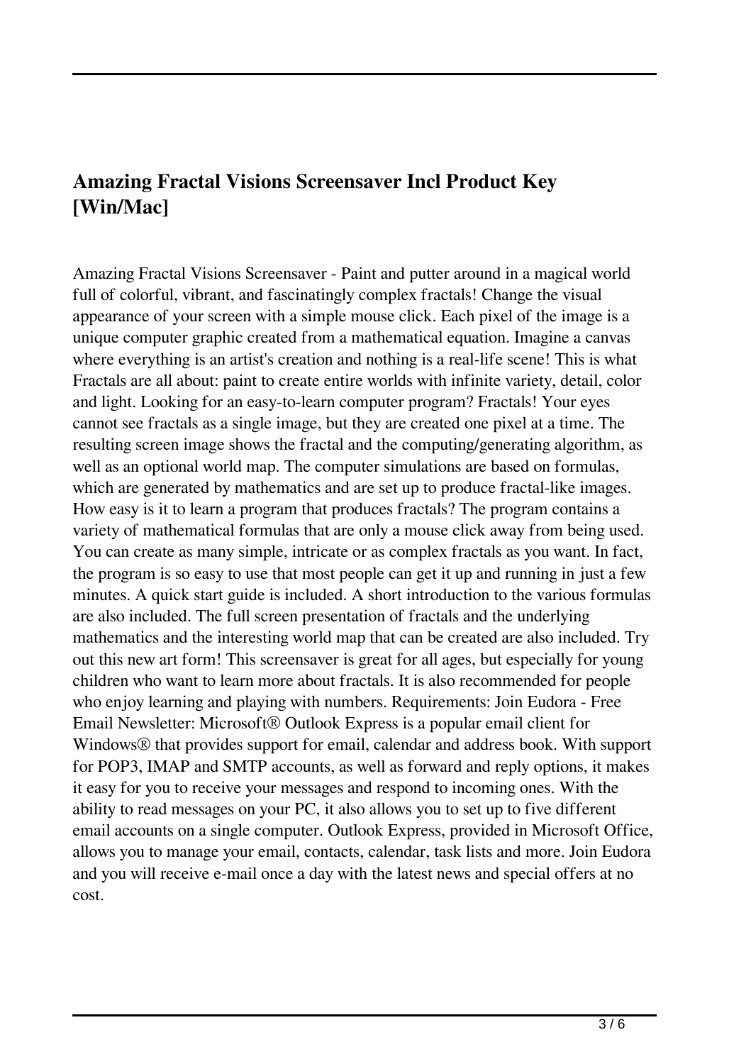## Amazing Fractal Visions Screensaver Incl Product Key [Win/Mac]

Amazing Fractal Visions Screensaver - Paint and putter around in a magical world full of colorful, vibrant, and fascinatingly complex fractals! Change the visual appearance of your screen with a simple mouse click. Each pixel of the image is a unique computer graphic created from a mathematical equation. Imagine a canvas where everything is an artist's creation and nothing is a real-life scene! This is what Fractals are all about: paint to create entire worlds with infinite variety, detail, color and light. Looking for an easy-to-learn computer program? Fractals! Your eyes cannot see fractals as a single image, but they are created one pixel at a time. The resulting screen image shows the fractal and the computing/generating algorithm, as well as an optional world map. The computer simulations are based on formulas, which are generated by mathematics and are set up to produce fractal-like images. How easy is it to learn a program that produces fractals? The program contains a variety of mathematical formulas that are only a mouse click away from being used. You can create as many simple, intricate or as complex fractals as you want. In fact, the program is so easy to use that most people can get it up and running in just a few minutes. A quick start guide is included. A short introduction to the various formulas are also included. The full screen presentation of fractals and the underlying mathematics and the interesting world map that can be created are also included. Try out this new art form! This screensaver is great for all ages, but especially for young children who want to learn more about fractals. It is also recommended for people who enjoy learning and playing with numbers. Requirements: Join Eudora - Free Email Newsletter: Microsoft® Outlook Express is a popular email client for Windows® that provides support for email, calendar and address book. With support for POP3, IMAP and SMTP accounts, as well as forward and reply options, it makes it easy for you to receive your messages and respond to incoming ones. With the ability to read messages on your PC, it also allows you to set up to five different email accounts on a single computer. Outlook Express, provided in Microsoft Office, allows you to manage your email, contacts, calendar, task lists and more. Join Eudora and you will receive e-mail once a day with the latest news and special offers at no cost.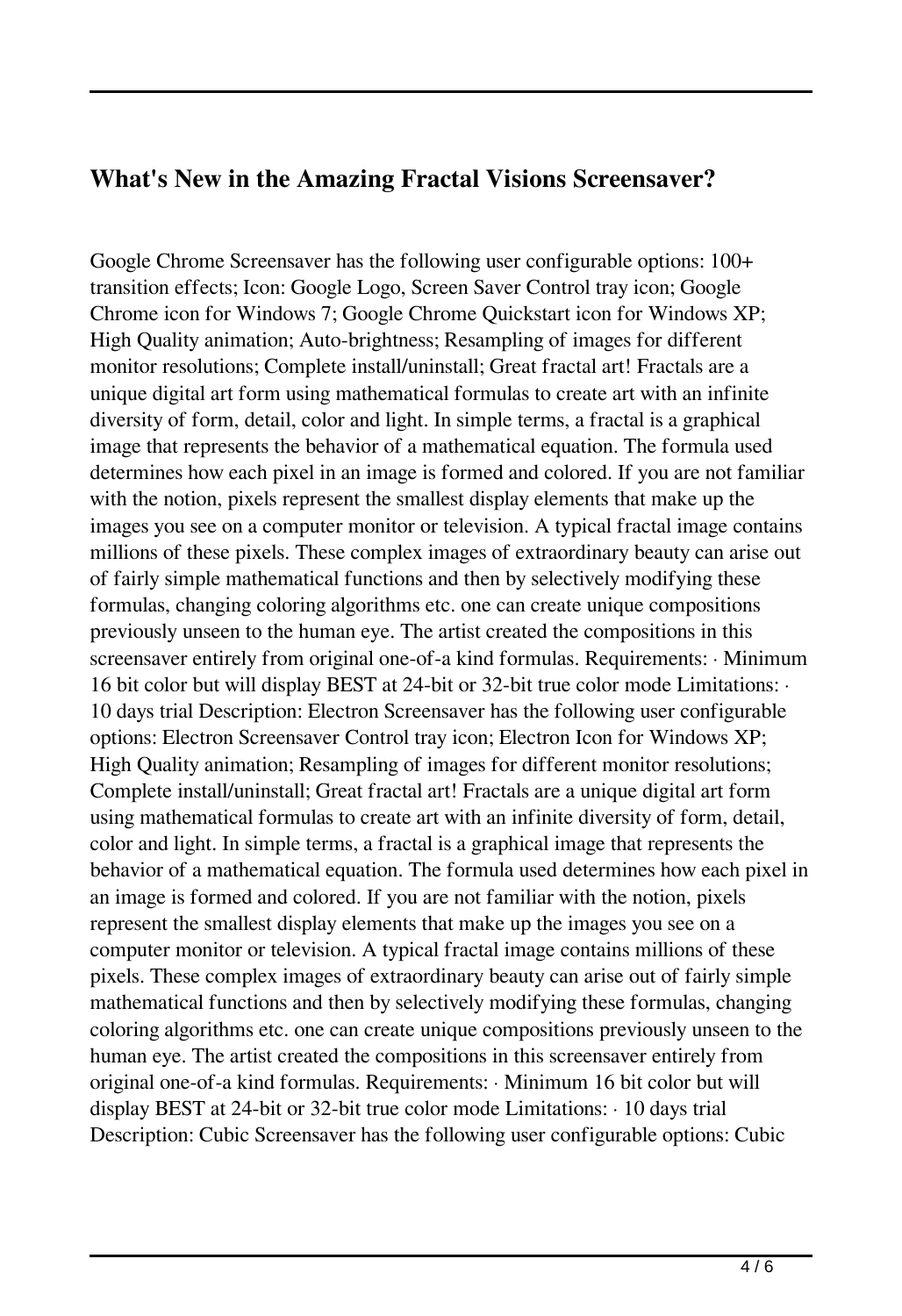## What's New in the Amazing Fractal Visions Screensaver?

Google Chrome Screensaver has the following user configurable options: 100+ transition effects; Icon: Google Logo, Screen Saver Control tray icon; Google Chrome icon for Windows 7; Google Chrome Quickstart icon for Windows XP; High Quality animation; Auto-brightness; Resampling of images for different monitor resolutions; Complete install/uninstall; Great fractal art! Fractals are a unique digital art form using mathematical formulas to create art with an infinite diversity of form, detail, color and light. In simple terms, a fractal is a graphical image that represents the behavior of a mathematical equation. The formula used determines how each pixel in an image is formed and colored. If you are not familiar with the notion, pixels represent the smallest display elements that make up the images you see on a computer monitor or television. A typical fractal image contains millions of these pixels. These complex images of extraordinary beauty can arise out of fairly simple mathematical functions and then by selectively modifying these formulas, changing coloring algorithms etc. one can create unique compositions previously unseen to the human eye. The artist created the compositions in this screensaver entirely from original one-of-a kind formulas. Requirements: · Minimum 16 bit color but will display BEST at 24-bit or 32-bit true color mode Limitations: · 10 days trial Description: Electron Screensaver has the following user configurable options: Electron Screensaver Control tray icon; Electron Icon for Windows XP; High Quality animation; Resampling of images for different monitor resolutions; Complete install/uninstall; Great fractal art! Fractals are a unique digital art form using mathematical formulas to create art with an infinite diversity of form, detail, color and light. In simple terms, a fractal is a graphical image that represents the behavior of a mathematical equation. The formula used determines how each pixel in an image is formed and colored. If you are not familiar with the notion, pixels represent the smallest display elements that make up the images you see on a computer monitor or television. A typical fractal image contains millions of these pixels. These complex images of extraordinary beauty can arise out of fairly simple mathematical functions and then by selectively modifying these formulas, changing coloring algorithms etc. one can create unique compositions previously unseen to the human eye. The artist created the compositions in this screensaver entirely from original one-of-a kind formulas. Requirements: · Minimum 16 bit color but will display BEST at 24-bit or 32-bit true color mode Limitations: · 10 days trial Description: Cubic Screensaver has the following user configurable options: Cubic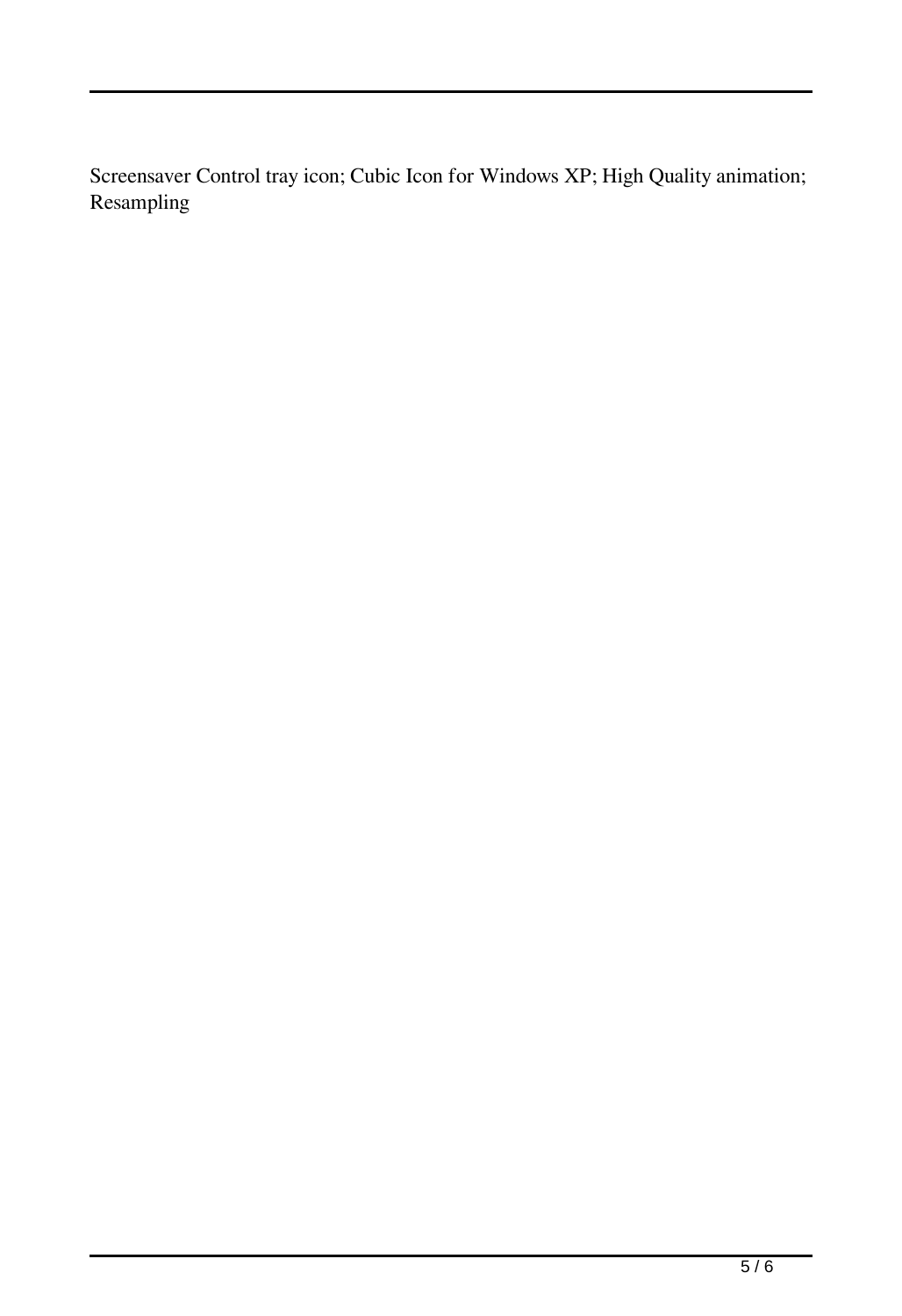Screensaver Control tray icon; Cubic Icon for Windows XP; High Quality animation; Resampling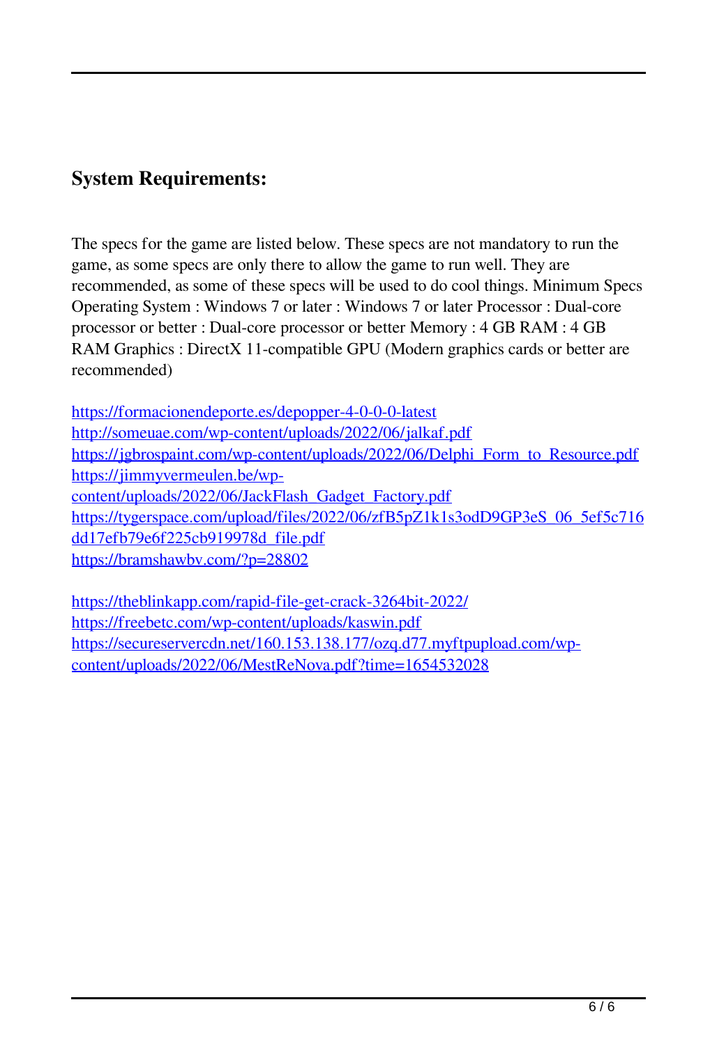## System Requirements:

The specs for the game are listed below. These specs are not mandatory to run the game, as some specs are only there to allow the game to run well. They are recommended, as some of these specs will be used to do cool things. Minimum Specs Operating System : Windows 7 or later : Windows 7 or later Processor : Dual-core processor or better : Dual-core processor or better Memory : 4 GB RAM : 4 GB RAM Graphics : DirectX 11-compatible GPU (Modern graphics cards or better are recommended)

https://formacionendeporte.es/depopper-4-0-0-0-latest
http://someuae.com/wp-content/uploads/2022/06/jalkaf.pdf
https://jgbrospaint.com/wp-content/uploads/2022/06/Delphi_Form_to_Resource.pdf
https://jimmyvermeulen.be/wp-content/uploads/2022/06/JackFlash_Gadget_Factory.pdf
https://tygerspace.com/upload/files/2022/06/zfB5pZ1k1s3odD9GP3eS_06_5ef5c716dd17efb79e6f225cb919978d_file.pdf
https://bramshawbv.com/?p=28802

https://theblinkapp.com/rapid-file-get-crack-3264bit-2022/
https://freebetc.com/wp-content/uploads/kaswin.pdf
https://secureservercdn.net/160.153.138.177/ozq.d77.myftpupload.com/wp-content/uploads/2022/06/MestReNova.pdf?time=1654532028